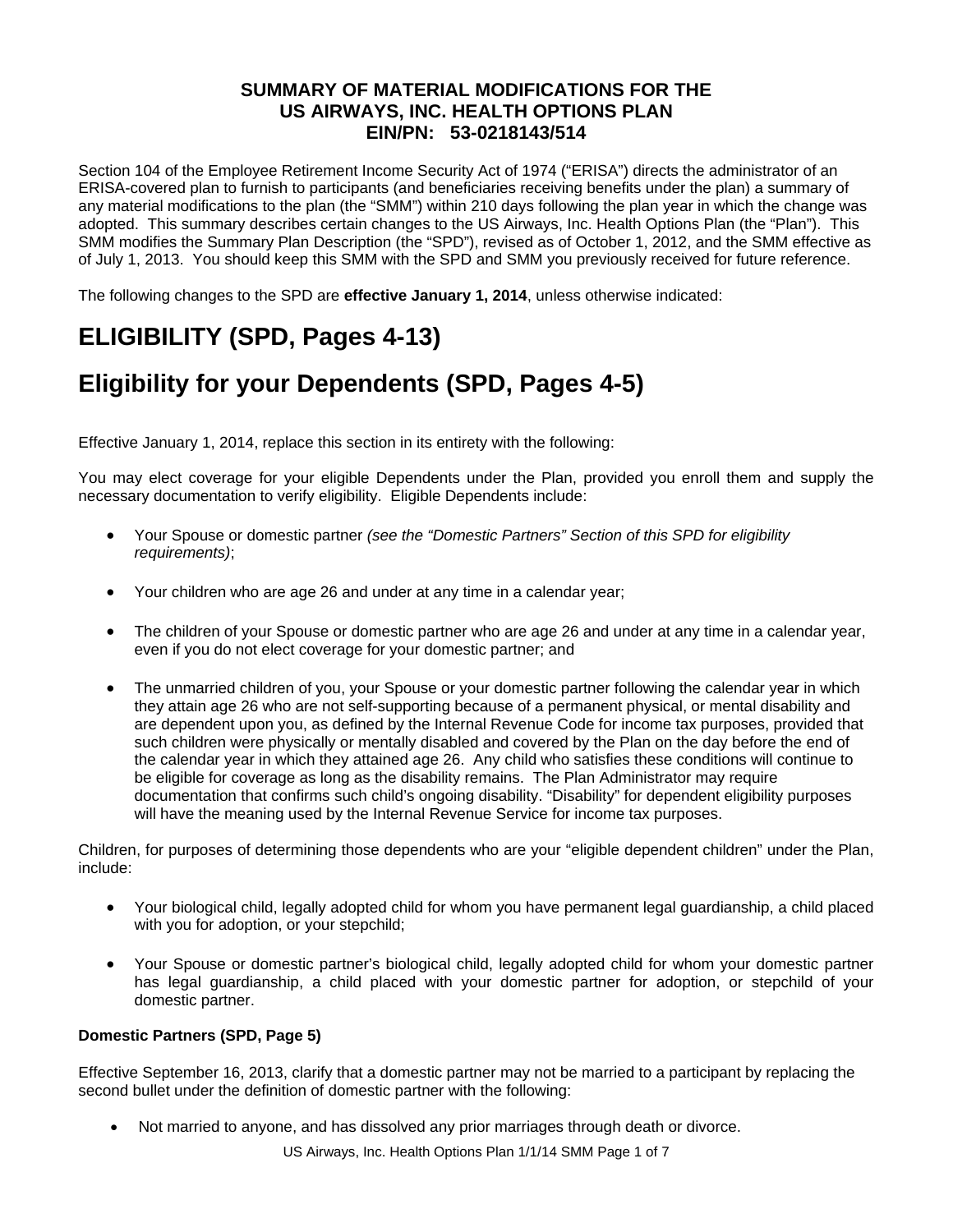**SUMMARY OF MATERIAL MODIFICATIONS FOR THE**
**US AIRWAYS, INC. HEALTH OPTIONS PLAN**
**EIN/PN: 53-0218143/514**

Section 104 of the Employee Retirement Income Security Act of 1974 ("ERISA") directs the administrator of an ERISA-covered plan to furnish to participants (and beneficiaries receiving benefits under the plan) a summary of any material modifications to the plan (the "SMM") within 210 days following the plan year in which the change was adopted. This summary describes certain changes to the US Airways, Inc. Health Options Plan (the "Plan"). This SMM modifies the Summary Plan Description (the "SPD"), revised as of October 1, 2012, and the SMM effective as of July 1, 2013. You should keep this SMM with the SPD and SMM you previously received for future reference.

The following changes to the SPD are **effective January 1, 2014**, unless otherwise indicated:

# ELIGIBILITY (SPD, Pages 4-13)

# Eligibility for your Dependents (SPD, Pages 4-5)

Effective January 1, 2014, replace this section in its entirety with the following:

You may elect coverage for your eligible Dependents under the Plan, provided you enroll them and supply the necessary documentation to verify eligibility. Eligible Dependents include:

- Your Spouse or domestic partner *(see the "Domestic Partners" Section of this SPD for eligibility requirements)*;
- Your children who are age 26 and under at any time in a calendar year;
- The children of your Spouse or domestic partner who are age 26 and under at any time in a calendar year, even if you do not elect coverage for your domestic partner; and
- The unmarried children of you, your Spouse or your domestic partner following the calendar year in which they attain age 26 who are not self-supporting because of a permanent physical, or mental disability and are dependent upon you, as defined by the Internal Revenue Code for income tax purposes, provided that such children were physically or mentally disabled and covered by the Plan on the day before the end of the calendar year in which they attained age 26. Any child who satisfies these conditions will continue to be eligible for coverage as long as the disability remains. The Plan Administrator may require documentation that confirms such child's ongoing disability. "Disability" for dependent eligibility purposes will have the meaning used by the Internal Revenue Service for income tax purposes.

Children, for purposes of determining those dependents who are your "eligible dependent children" under the Plan, include:

- Your biological child, legally adopted child for whom you have permanent legal guardianship, a child placed with you for adoption, or your stepchild;
- Your Spouse or domestic partner's biological child, legally adopted child for whom your domestic partner has legal guardianship, a child placed with your domestic partner for adoption, or stepchild of your domestic partner.

**Domestic Partners (SPD, Page 5)**

Effective September 16, 2013, clarify that a domestic partner may not be married to a participant by replacing the second bullet under the definition of domestic partner with the following:

- Not married to anyone, and has dissolved any prior marriages through death or divorce.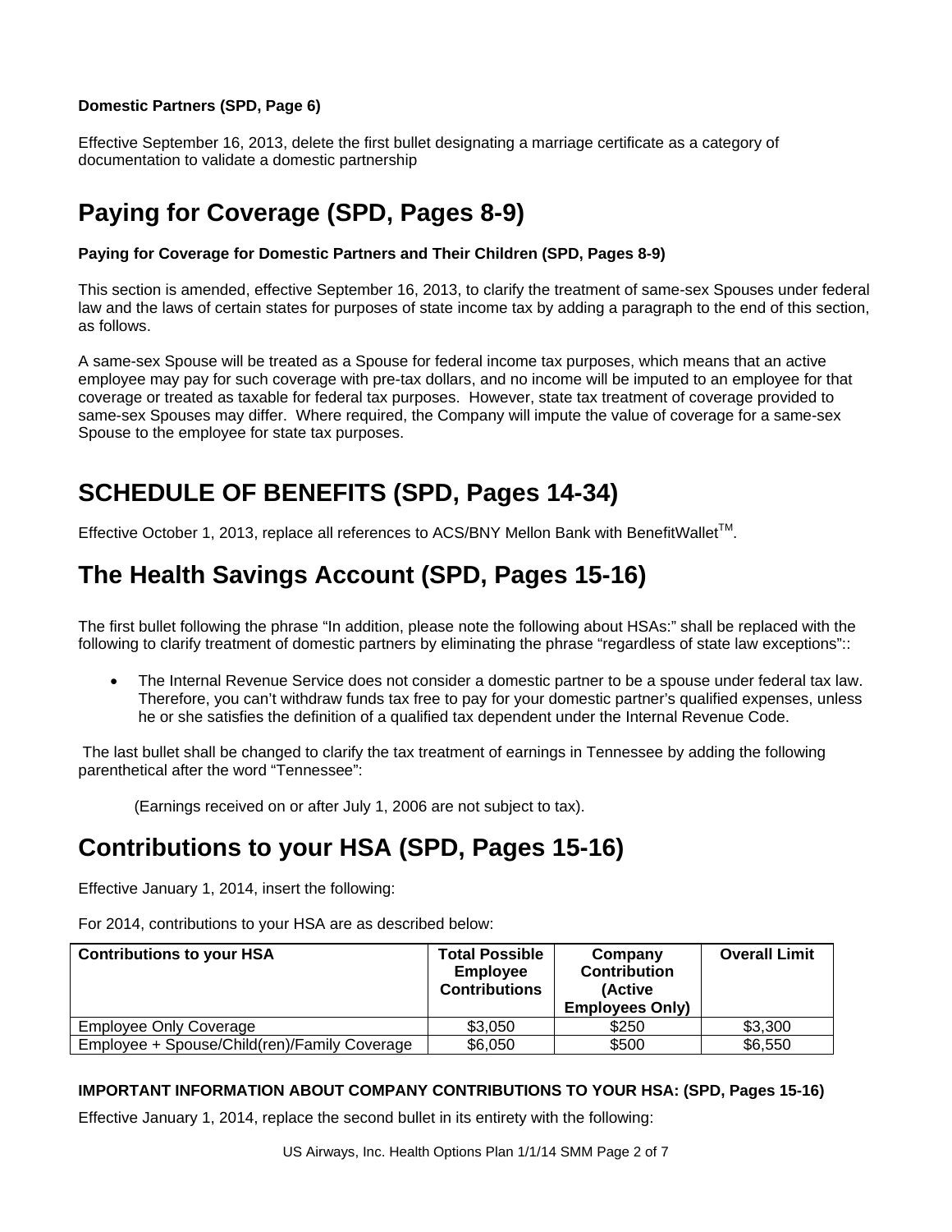**Domestic Partners (SPD, Page 6)**

Effective September 16, 2013, delete the first bullet designating a marriage certificate as a category of documentation to validate a domestic partnership

## Paying for Coverage (SPD, Pages 8-9)

**Paying for Coverage for Domestic Partners and Their Children (SPD, Pages 8-9)**

This section is amended, effective September 16, 2013, to clarify the treatment of same-sex Spouses under federal law and the laws of certain states for purposes of state income tax by adding a paragraph to the end of this section, as follows.

A same-sex Spouse will be treated as a Spouse for federal income tax purposes, which means that an active employee may pay for such coverage with pre-tax dollars, and no income will be imputed to an employee for that coverage or treated as taxable for federal tax purposes. However, state tax treatment of coverage provided to same-sex Spouses may differ. Where required, the Company will impute the value of coverage for a same-sex Spouse to the employee for state tax purposes.

## SCHEDULE OF BENEFITS (SPD, Pages 14-34)

Effective October 1, 2013, replace all references to ACS/BNY Mellon Bank with BenefitWallet™.

## The Health Savings Account (SPD, Pages 15-16)

The first bullet following the phrase "In addition, please note the following about HSAs:" shall be replaced with the following to clarify treatment of domestic partners by eliminating the phrase "regardless of state law exceptions"::

- The Internal Revenue Service does not consider a domestic partner to be a spouse under federal tax law. Therefore, you can't withdraw funds tax free to pay for your domestic partner's qualified expenses, unless he or she satisfies the definition of a qualified tax dependent under the Internal Revenue Code.

The last bullet shall be changed to clarify the tax treatment of earnings in Tennessee by adding the following parenthetical after the word "Tennessee":

(Earnings received on or after July 1, 2006 are not subject to tax).

## Contributions to your HSA (SPD, Pages 15-16)

Effective January 1, 2014, insert the following:

For 2014, contributions to your HSA are as described below:

| Contributions to your HSA | Total Possible Employee Contributions | Company Contribution (Active Employees Only) | Overall Limit |
|---|---|---|---|
| Employee Only Coverage | $3,050 | $250 | $3,300 |
| Employee + Spouse/Child(ren)/Family Coverage | $6,050 | $500 | $6,550 |

**IMPORTANT INFORMATION ABOUT COMPANY CONTRIBUTIONS TO YOUR HSA: (SPD, Pages 15-16)**

Effective January 1, 2014, replace the second bullet in its entirety with the following: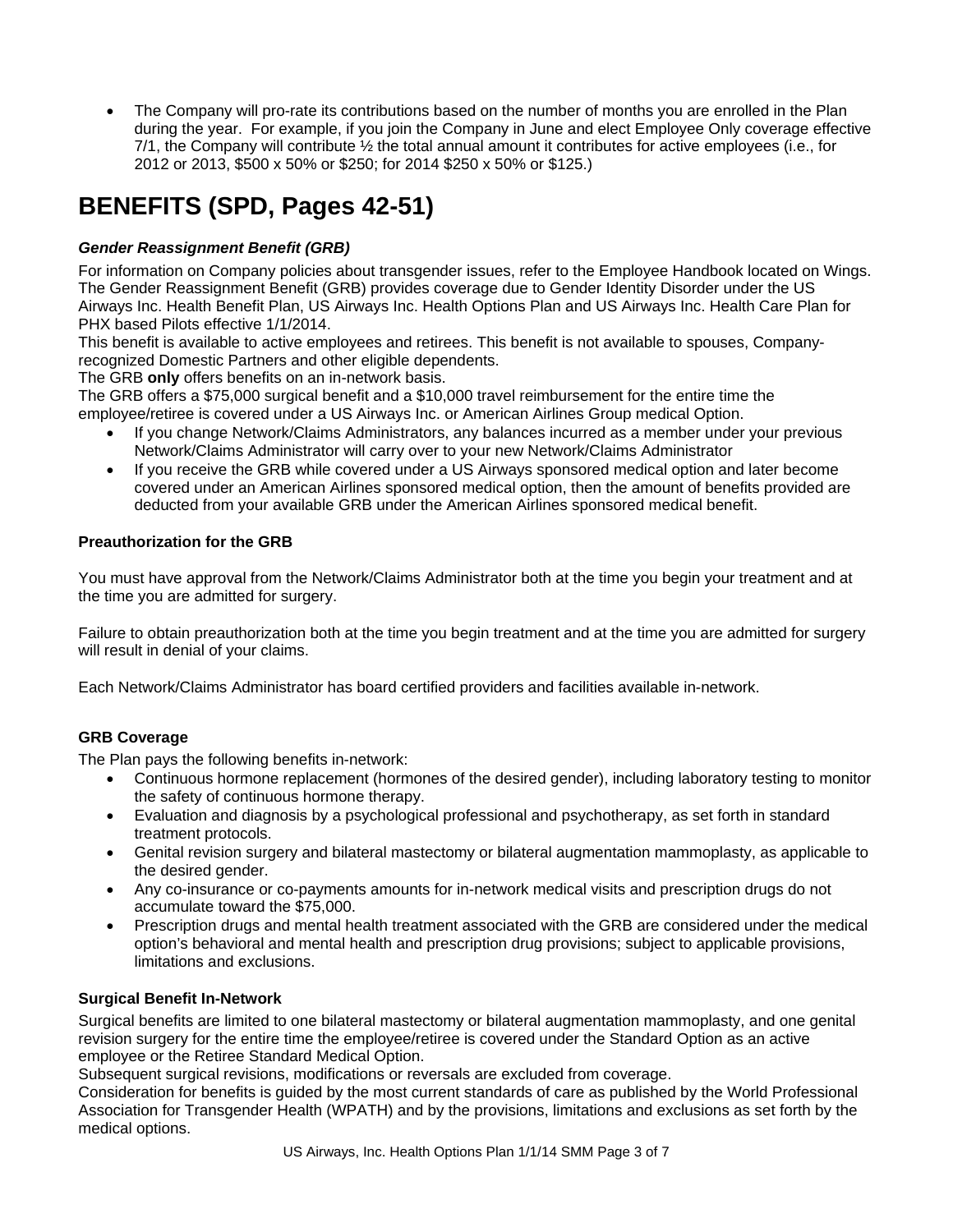- The Company will pro-rate its contributions based on the number of months you are enrolled in the Plan during the year. For example, if you join the Company in June and elect Employee Only coverage effective 7/1, the Company will contribute ½ the total annual amount it contributes for active employees (i.e., for 2012 or 2013, $500 x 50% or $250; for 2014 $250 x 50% or $125.)

# BENEFITS (SPD, Pages 42-51)

***Gender Reassignment Benefit (GRB)***

For information on Company policies about transgender issues, refer to the Employee Handbook located on Wings. The Gender Reassignment Benefit (GRB) provides coverage due to Gender Identity Disorder under the US Airways Inc. Health Benefit Plan, US Airways Inc. Health Options Plan and US Airways Inc. Health Care Plan for PHX based Pilots effective 1/1/2014.

This benefit is available to active employees and retirees. This benefit is not available to spouses, Company-recognized Domestic Partners and other eligible dependents.

The GRB **only** offers benefits on an in-network basis.

The GRB offers a $75,000 surgical benefit and a $10,000 travel reimbursement for the entire time the employee/retiree is covered under a US Airways Inc. or American Airlines Group medical Option.

- If you change Network/Claims Administrators, any balances incurred as a member under your previous Network/Claims Administrator will carry over to your new Network/Claims Administrator
- If you receive the GRB while covered under a US Airways sponsored medical option and later become covered under an American Airlines sponsored medical option, then the amount of benefits provided are deducted from your available GRB under the American Airlines sponsored medical benefit.

**Preauthorization for the GRB**

You must have approval from the Network/Claims Administrator both at the time you begin your treatment and at the time you are admitted for surgery.

Failure to obtain preauthorization both at the time you begin treatment and at the time you are admitted for surgery will result in denial of your claims.

Each Network/Claims Administrator has board certified providers and facilities available in-network.

**GRB Coverage**

The Plan pays the following benefits in-network:

- Continuous hormone replacement (hormones of the desired gender), including laboratory testing to monitor the safety of continuous hormone therapy.
- Evaluation and diagnosis by a psychological professional and psychotherapy, as set forth in standard treatment protocols.
- Genital revision surgery and bilateral mastectomy or bilateral augmentation mammoplasty, as applicable to the desired gender.
- Any co-insurance or co-payments amounts for in-network medical visits and prescription drugs do not accumulate toward the $75,000.
- Prescription drugs and mental health treatment associated with the GRB are considered under the medical option's behavioral and mental health and prescription drug provisions; subject to applicable provisions, limitations and exclusions.

**Surgical Benefit In-Network**

Surgical benefits are limited to one bilateral mastectomy or bilateral augmentation mammoplasty, and one genital revision surgery for the entire time the employee/retiree is covered under the Standard Option as an active employee or the Retiree Standard Medical Option.

Subsequent surgical revisions, modifications or reversals are excluded from coverage.

Consideration for benefits is guided by the most current standards of care as published by the World Professional Association for Transgender Health (WPATH) and by the provisions, limitations and exclusions as set forth by the medical options.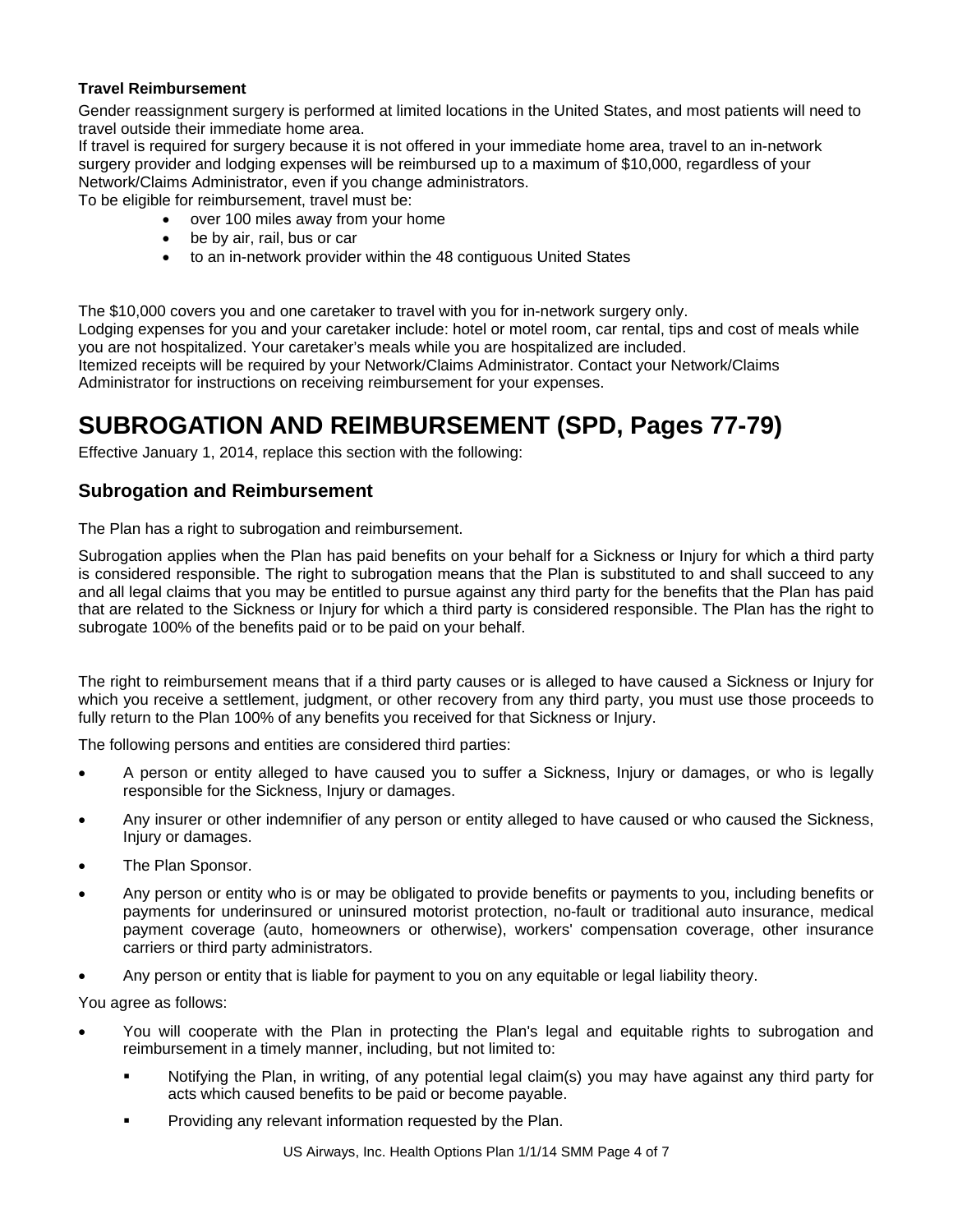**Travel Reimbursement**

Gender reassignment surgery is performed at limited locations in the United States, and most patients will need to travel outside their immediate home area.

If travel is required for surgery because it is not offered in your immediate home area, travel to an in-network surgery provider and lodging expenses will be reimbursed up to a maximum of $10,000, regardless of your Network/Claims Administrator, even if you change administrators.

To be eligible for reimbursement, travel must be:

- over 100 miles away from your home
- be by air, rail, bus or car
- to an in-network provider within the 48 contiguous United States

The $10,000 covers you and one caretaker to travel with you for in-network surgery only.

Lodging expenses for you and your caretaker include: hotel or motel room, car rental, tips and cost of meals while you are not hospitalized. Your caretaker's meals while you are hospitalized are included.

Itemized receipts will be required by your Network/Claims Administrator. Contact your Network/Claims Administrator for instructions on receiving reimbursement for your expenses.

# SUBROGATION AND REIMBURSEMENT (SPD, Pages 77-79)

Effective January 1, 2014, replace this section with the following:

## Subrogation and Reimbursement

The Plan has a right to subrogation and reimbursement.

Subrogation applies when the Plan has paid benefits on your behalf for a Sickness or Injury for which a third party is considered responsible. The right to subrogation means that the Plan is substituted to and shall succeed to any and all legal claims that you may be entitled to pursue against any third party for the benefits that the Plan has paid that are related to the Sickness or Injury for which a third party is considered responsible. The Plan has the right to subrogate 100% of the benefits paid or to be paid on your behalf.

The right to reimbursement means that if a third party causes or is alleged to have caused a Sickness or Injury for which you receive a settlement, judgment, or other recovery from any third party, you must use those proceeds to fully return to the Plan 100% of any benefits you received for that Sickness or Injury.

The following persons and entities are considered third parties:

- A person or entity alleged to have caused you to suffer a Sickness, Injury or damages, or who is legally responsible for the Sickness, Injury or damages.
- Any insurer or other indemnifier of any person or entity alleged to have caused or who caused the Sickness, Injury or damages.
- The Plan Sponsor.
- Any person or entity who is or may be obligated to provide benefits or payments to you, including benefits or payments for underinsured or uninsured motorist protection, no-fault or traditional auto insurance, medical payment coverage (auto, homeowners or otherwise), workers' compensation coverage, other insurance carriers or third party administrators.
- Any person or entity that is liable for payment to you on any equitable or legal liability theory.

You agree as follows:

- You will cooperate with the Plan in protecting the Plan's legal and equitable rights to subrogation and reimbursement in a timely manner, including, but not limited to:
  - Notifying the Plan, in writing, of any potential legal claim(s) you may have against any third party for acts which caused benefits to be paid or become payable.
  - Providing any relevant information requested by the Plan.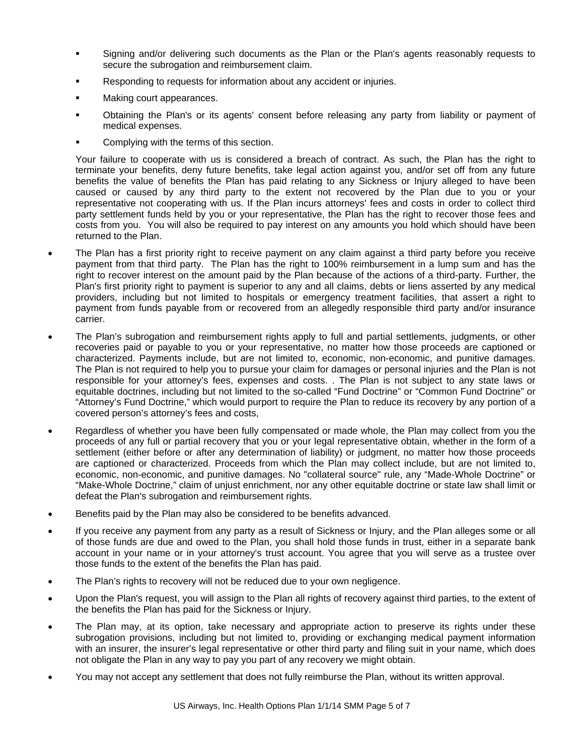- Signing and/or delivering such documents as the Plan or the Plan's agents reasonably requests to secure the subrogation and reimbursement claim.
   - Responding to requests for information about any accident or injuries.
   - Making court appearances.
   - Obtaining the Plan's or its agents' consent before releasing any party from liability or payment of medical expenses.
   - Complying with the terms of this section.

  Your failure to cooperate with us is considered a breach of contract. As such, the Plan has the right to terminate your benefits, deny future benefits, take legal action against you, and/or set off from any future benefits the value of benefits the Plan has paid relating to any Sickness or Injury alleged to have been caused or caused by any third party to the extent not recovered by the Plan due to you or your representative not cooperating with us. If the Plan incurs attorneys' fees and costs in order to collect third party settlement funds held by you or your representative, the Plan has the right to recover those fees and costs from you. You will also be required to pay interest on any amounts you hold which should have been returned to the Plan.

- The Plan has a first priority right to receive payment on any claim against a third party before you receive payment from that third party. The Plan has the right to 100% reimbursement in a lump sum and has the right to recover interest on the amount paid by the Plan because of the actions of a third-party. Further, the Plan's first priority right to payment is superior to any and all claims, debts or liens asserted by any medical providers, including but not limited to hospitals or emergency treatment facilities, that assert a right to payment from funds payable from or recovered from an allegedly responsible third party and/or insurance carrier.
- The Plan's subrogation and reimbursement rights apply to full and partial settlements, judgments, or other recoveries paid or payable to you or your representative, no matter how those proceeds are captioned or characterized. Payments include, but are not limited to, economic, non-economic, and punitive damages. The Plan is not required to help you to pursue your claim for damages or personal injuries and the Plan is not responsible for your attorney's fees, expenses and costs. . The Plan is not subject to any state laws or equitable doctrines, including but not limited to the so-called "Fund Doctrine" or "Common Fund Doctrine" or "Attorney's Fund Doctrine," which would purport to require the Plan to reduce its recovery by any portion of a covered person's attorney's fees and costs,
- Regardless of whether you have been fully compensated or made whole, the Plan may collect from you the proceeds of any full or partial recovery that you or your legal representative obtain, whether in the form of a settlement (either before or after any determination of liability) or judgment, no matter how those proceeds are captioned or characterized. Proceeds from which the Plan may collect include, but are not limited to, economic, non-economic, and punitive damages. No "collateral source" rule, any "Made-Whole Doctrine" or "Make-Whole Doctrine," claim of unjust enrichment, nor any other equitable doctrine or state law shall limit or defeat the Plan's subrogation and reimbursement rights.
- Benefits paid by the Plan may also be considered to be benefits advanced.
- If you receive any payment from any party as a result of Sickness or Injury, and the Plan alleges some or all of those funds are due and owed to the Plan, you shall hold those funds in trust, either in a separate bank account in your name or in your attorney's trust account. You agree that you will serve as a trustee over those funds to the extent of the benefits the Plan has paid.
- The Plan's rights to recovery will not be reduced due to your own negligence.
- Upon the Plan's request, you will assign to the Plan all rights of recovery against third parties, to the extent of the benefits the Plan has paid for the Sickness or Injury.
- The Plan may, at its option, take necessary and appropriate action to preserve its rights under these subrogation provisions, including but not limited to, providing or exchanging medical payment information with an insurer, the insurer's legal representative or other third party and filing suit in your name, which does not obligate the Plan in any way to pay you part of any recovery we might obtain.
- You may not accept any settlement that does not fully reimburse the Plan, without its written approval.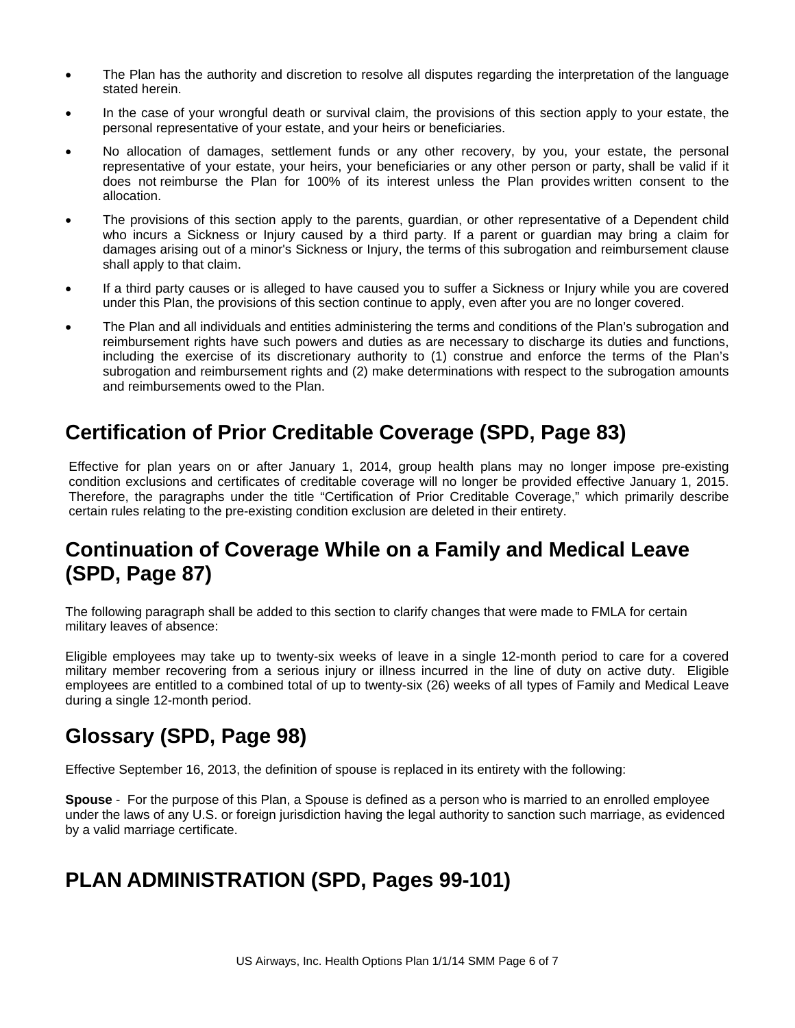- The Plan has the authority and discretion to resolve all disputes regarding the interpretation of the language stated herein.
- In the case of your wrongful death or survival claim, the provisions of this section apply to your estate, the personal representative of your estate, and your heirs or beneficiaries.
- No allocation of damages, settlement funds or any other recovery, by you, your estate, the personal representative of your estate, your heirs, your beneficiaries or any other person or party, shall be valid if it does not reimburse the Plan for 100% of its interest unless the Plan provides written consent to the allocation.
- The provisions of this section apply to the parents, guardian, or other representative of a Dependent child who incurs a Sickness or Injury caused by a third party. If a parent or guardian may bring a claim for damages arising out of a minor's Sickness or Injury, the terms of this subrogation and reimbursement clause shall apply to that claim.
- If a third party causes or is alleged to have caused you to suffer a Sickness or Injury while you are covered under this Plan, the provisions of this section continue to apply, even after you are no longer covered.
- The Plan and all individuals and entities administering the terms and conditions of the Plan's subrogation and reimbursement rights have such powers and duties as are necessary to discharge its duties and functions, including the exercise of its discretionary authority to (1) construe and enforce the terms of the Plan's subrogation and reimbursement rights and (2) make determinations with respect to the subrogation amounts and reimbursements owed to the Plan.

## Certification of Prior Creditable Coverage (SPD, Page 83)

Effective for plan years on or after January 1, 2014, group health plans may no longer impose pre-existing condition exclusions and certificates of creditable coverage will no longer be provided effective January 1, 2015. Therefore, the paragraphs under the title "Certification of Prior Creditable Coverage," which primarily describe certain rules relating to the pre-existing condition exclusion are deleted in their entirety.

## Continuation of Coverage While on a Family and Medical Leave (SPD, Page 87)

The following paragraph shall be added to this section to clarify changes that were made to FMLA for certain military leaves of absence:

Eligible employees may take up to twenty-six weeks of leave in a single 12-month period to care for a covered military member recovering from a serious injury or illness incurred in the line of duty on active duty. Eligible employees are entitled to a combined total of up to twenty-six (26) weeks of all types of Family and Medical Leave during a single 12-month period.

## Glossary (SPD, Page 98)

Effective September 16, 2013, the definition of spouse is replaced in its entirety with the following:

**Spouse** - For the purpose of this Plan, a Spouse is defined as a person who is married to an enrolled employee under the laws of any U.S. or foreign jurisdiction having the legal authority to sanction such marriage, as evidenced by a valid marriage certificate.

## PLAN ADMINISTRATION (SPD, Pages 99-101)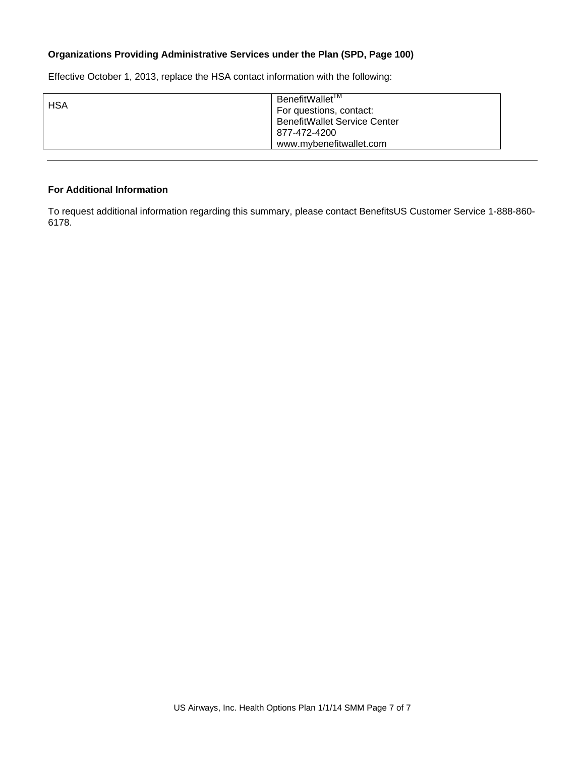**Organizations Providing Administrative Services under the Plan (SPD, Page 100)**

Effective October 1, 2013, replace the HSA contact information with the following:

| | |
|---|---|
| HSA | BenefitWallet™<br>For questions, contact:<br>BenefitWallet Service Center<br>877-472-4200<br>www.mybenefitwallet.com |

---

**For Additional Information**

To request additional information regarding this summary, please contact BenefitsUS Customer Service 1-888-860-6178.